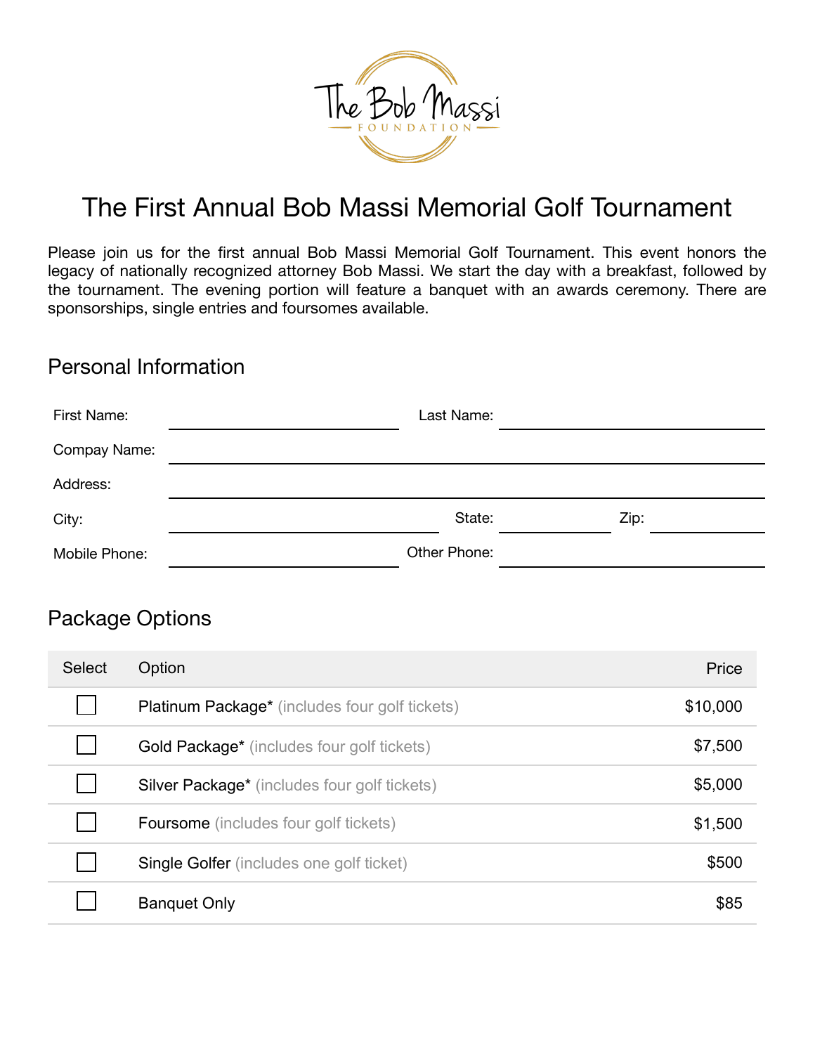# The First Annual Bob Massi Memorial Golf Tournament

Please join us for the first annual Bob Massi Memorial Golf Tournament. This event honors the legacy of nationally recognized attorney Bob Massi. We start the day with a breakfast, followed by the tournament. The evening portion will feature a banquet with an awards ceremony. There are sponsorships, single entries and foursomes available.

## Personal Information

First Name: ____________________ Last Name: ____________________

Compay Name: ____________________

Address: ____________________

City: ____________________ State: __________ Zip: __________

Mobile Phone: ____________________ Other Phone: ____________________

## Package Options

| Select | Option | Price |
|---|---|---|
| ☐ | Platinum Package* (includes four golf tickets) | $10,000 |
| ☐ | Gold Package* (includes four golf tickets) | $7,500 |
| ☐ | Silver Package* (includes four golf tickets) | $5,000 |
| ☐ | Foursome (includes four golf tickets) | $1,500 |
| ☐ | Single Golfer (includes one golf ticket) | $500 |
| ☐ | Banquet Only | $85 |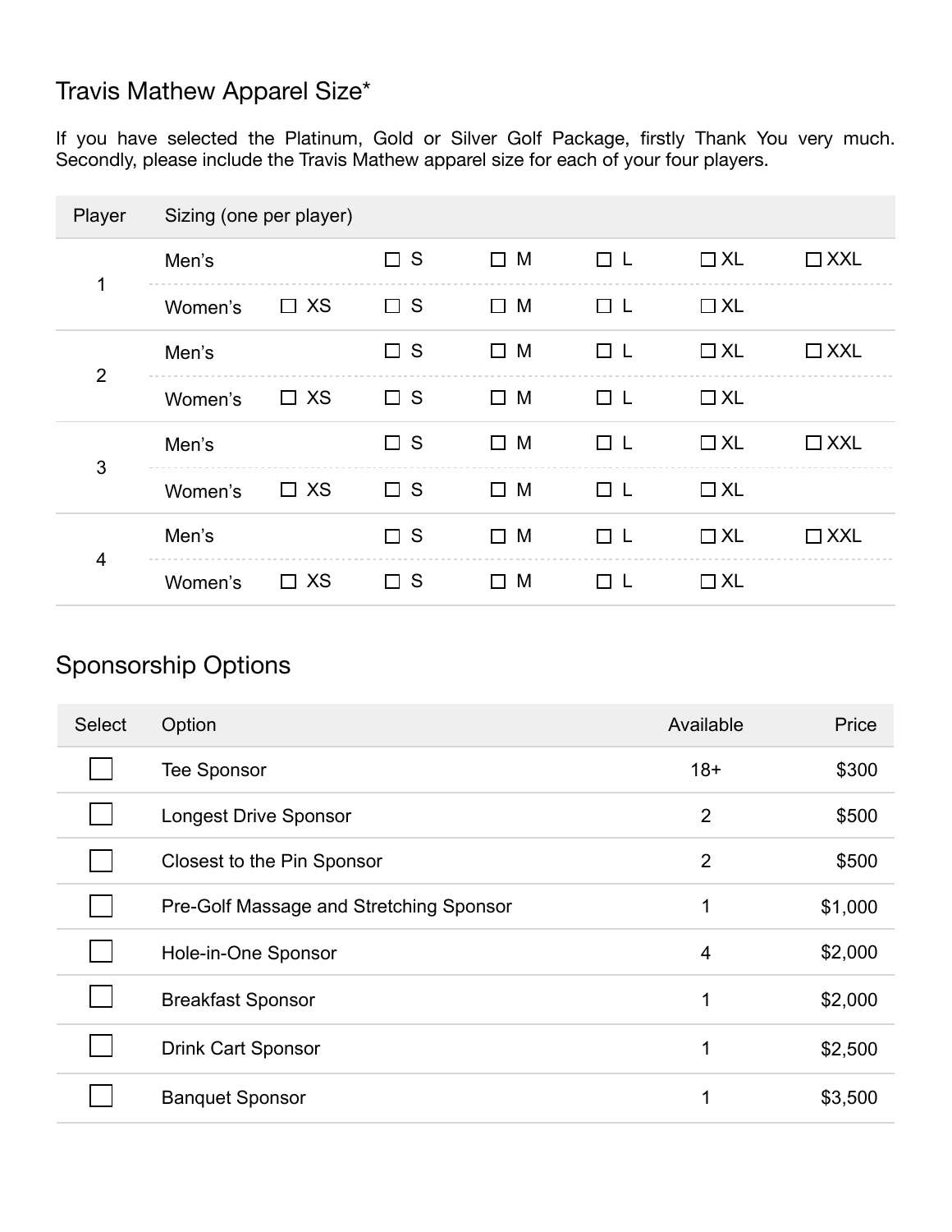## Travis Mathew Apparel Size*

If you have selected the Platinum, Gold or Silver Golf Package, firstly Thank You very much. Secondly, please include the Travis Mathew apparel size for each of your four players.

| Player | Sizing (one per player) | | | | | | |
|---|---|---|---|---|---|---|---|
| 1 | Men's | | ☐ S | ☐ M | ☐ L | ☐ XL | ☐ XXL |
| | Women's | ☐ XS | ☐ S | ☐ M | ☐ L | ☐ XL | |
| 2 | Men's | | ☐ S | ☐ M | ☐ L | ☐ XL | ☐ XXL |
| | Women's | ☐ XS | ☐ S | ☐ M | ☐ L | ☐ XL | |
| 3 | Men's | | ☐ S | ☐ M | ☐ L | ☐ XL | ☐ XXL |
| | Women's | ☐ XS | ☐ S | ☐ M | ☐ L | ☐ XL | |
| 4 | Men's | | ☐ S | ☐ M | ☐ L | ☐ XL | ☐ XXL |
| | Women's | ☐ XS | ☐ S | ☐ M | ☐ L | ☐ XL | |

## Sponsorship Options

| Select | Option | Available | Price |
|---|---|---|---|
| ☐ | Tee Sponsor | 18+ | $300 |
| ☐ | Longest Drive Sponsor | 2 | $500 |
| ☐ | Closest to the Pin Sponsor | 2 | $500 |
| ☐ | Pre-Golf Massage and Stretching Sponsor | 1 | $1,000 |
| ☐ | Hole-in-One Sponsor | 4 | $2,000 |
| ☐ | Breakfast Sponsor | 1 | $2,000 |
| ☐ | Drink Cart Sponsor | 1 | $2,500 |
| ☐ | Banquet Sponsor | 1 | $3,500 |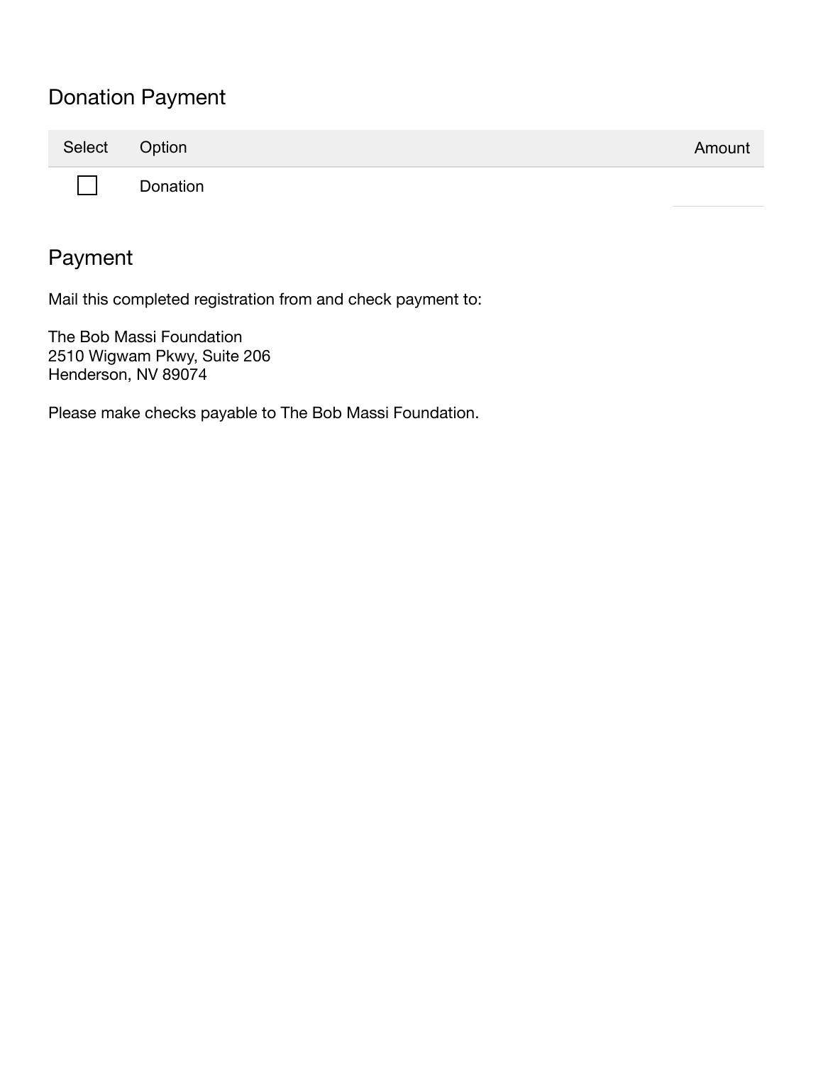## Donation Payment

| Select | Option | Amount |
| --- | --- | --- |
| ☐ | Donation | |

## Payment

Mail this completed registration from and check payment to:

The Bob Massi Foundation
2510 Wigwam Pkwy, Suite 206
Henderson, NV 89074

Please make checks payable to The Bob Massi Foundation.